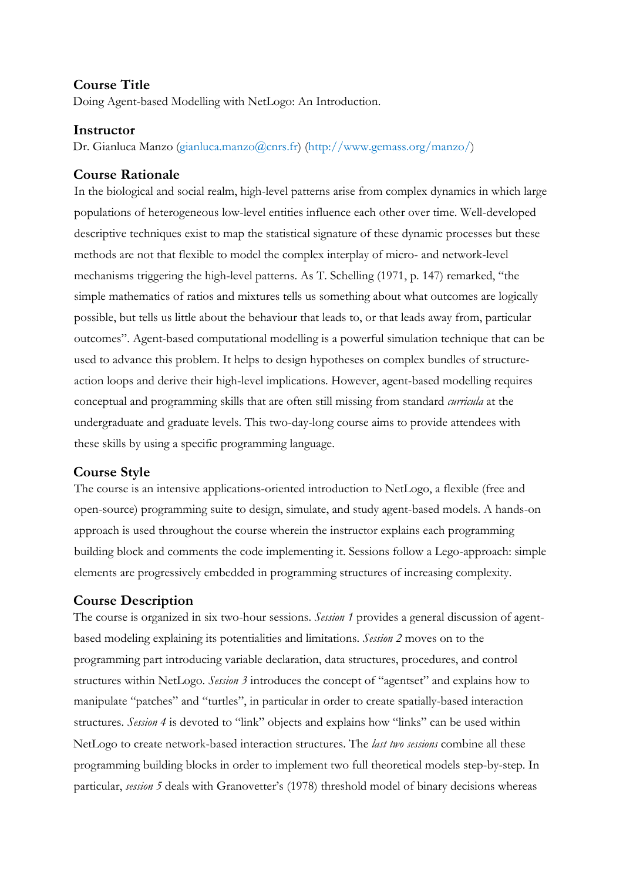## Course Title

Doing Agent-based Modelling with NetLogo: An Introduction.

## Instructor

Dr. Gianluca Manzo (gianluca.manzo@cnrs.fr) (http://www.gemass.org/manzo/)

## Course Rationale

In the biological and social realm, high-level patterns arise from complex dynamics in which large populations of heterogeneous low-level entities influence each other over time. Well-developed descriptive techniques exist to map the statistical signature of these dynamic processes but these methods are not that flexible to model the complex interplay of micro- and network-level mechanisms triggering the high-level patterns. As T. Schelling (1971, p. 147) remarked, "the simple mathematics of ratios and mixtures tells us something about what outcomes are logically possible, but tells us little about the behaviour that leads to, or that leads away from, particular outcomes". Agent-based computational modelling is a powerful simulation technique that can be used to advance this problem. It helps to design hypotheses on complex bundles of structure-action loops and derive their high-level implications. However, agent-based modelling requires conceptual and programming skills that are often still missing from standard *curricula* at the undergraduate and graduate levels. This two-day-long course aims to provide attendees with these skills by using a specific programming language.

## Course Style

The course is an intensive applications-oriented introduction to NetLogo, a flexible (free and open-source) programming suite to design, simulate, and study agent-based models. A hands-on approach is used throughout the course wherein the instructor explains each programming building block and comments the code implementing it. Sessions follow a Lego-approach: simple elements are progressively embedded in programming structures of increasing complexity.

## Course Description

The course is organized in six two-hour sessions. *Session 1* provides a general discussion of agent-based modeling explaining its potentialities and limitations. *Session 2* moves on to the programming part introducing variable declaration, data structures, procedures, and control structures within NetLogo. *Session 3* introduces the concept of "agentset" and explains how to manipulate "patches" and "turtles", in particular in order to create spatially-based interaction structures. *Session 4* is devoted to "link" objects and explains how "links" can be used within NetLogo to create network-based interaction structures. The *last two sessions* combine all these programming building blocks in order to implement two full theoretical models step-by-step. In particular, *session 5* deals with Granovetter's (1978) threshold model of binary decisions whereas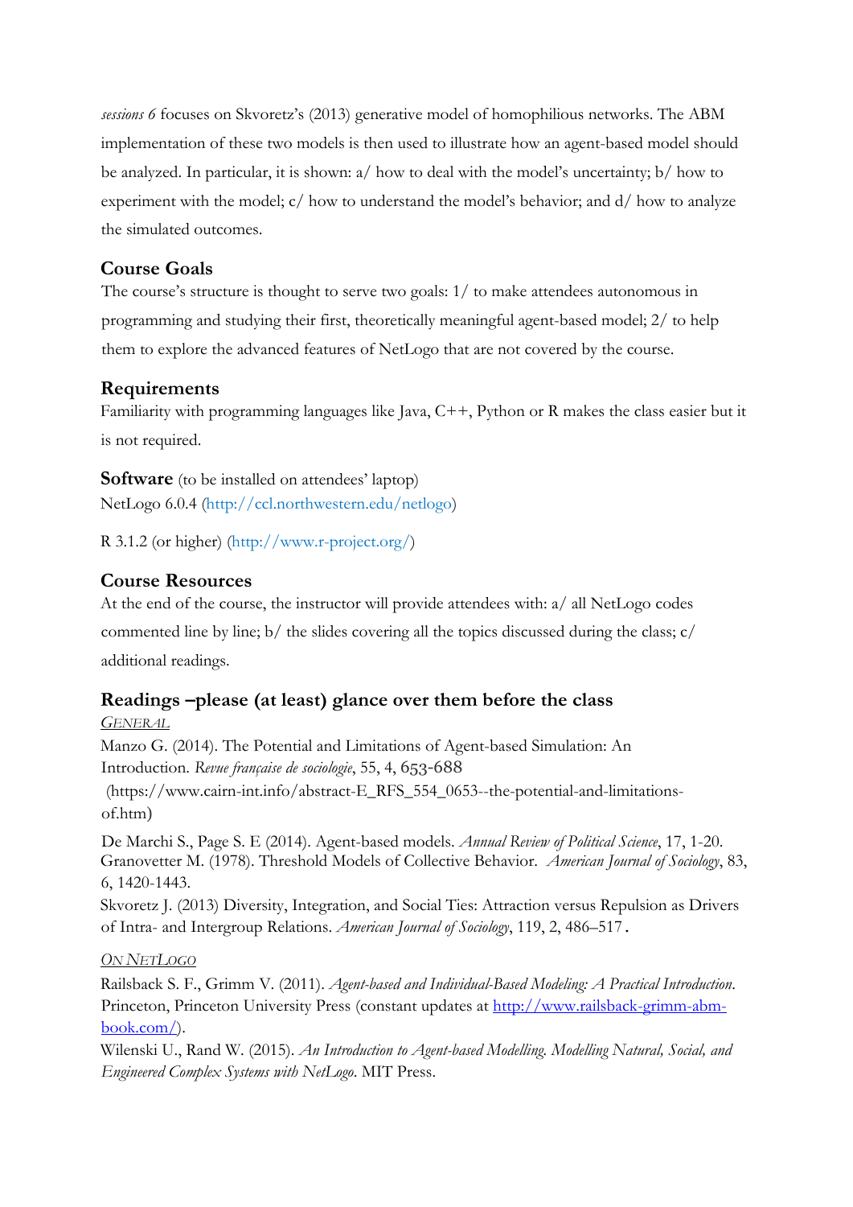*sessions 6* focuses on Skvoretz's (2013) generative model of homophilious networks. The ABM implementation of these two models is then used to illustrate how an agent-based model should be analyzed. In particular, it is shown: a/ how to deal with the model's uncertainty; b/ how to experiment with the model; c/ how to understand the model's behavior; and d/ how to analyze the simulated outcomes.

## Course Goals

The course's structure is thought to serve two goals: 1/ to make attendees autonomous in programming and studying their first, theoretically meaningful agent-based model; 2/ to help them to explore the advanced features of NetLogo that are not covered by the course.

## Requirements

Familiarity with programming languages like Java, C++, Python or R makes the class easier but it is not required.

**Software** (to be installed on attendees' laptop)
NetLogo 6.0.4 (http://ccl.northwestern.edu/netlogo)

R 3.1.2 (or higher) (http://www.r-project.org/)

## Course Resources

At the end of the course, the instructor will provide attendees with: a/ all NetLogo codes commented line by line; b/ the slides covering all the topics discussed during the class; c/ additional readings.

## Readings –please (at least) glance over them before the class

*GENERAL*

Manzo G. (2014). The Potential and Limitations of Agent-based Simulation: An Introduction. *Revue française de sociologie*, 55, 4, 653-688 (https://www.cairn-int.info/abstract-E_RFS_554_0653--the-potential-and-limitations-of.htm)

De Marchi S., Page S. E (2014). Agent-based models. *Annual Review of Political Science*, 17, 1-20.
Granovetter M. (1978). Threshold Models of Collective Behavior. *American Journal of Sociology*, 83, 6, 1420-1443.
Skvoretz J. (2013) Diversity, Integration, and Social Ties: Attraction versus Repulsion as Drivers of Intra- and Intergroup Relations. *American Journal of Sociology*, 119, 2, 486–517.

*ON NETLOGO*

Railsback S. F., Grimm V. (2011). *Agent-based and Individual-Based Modeling: A Practical Introduction*. Princeton, Princeton University Press (constant updates at http://www.railsback-grimm-abm-book.com/).
Wilenski U., Rand W. (2015). *An Introduction to Agent-based Modelling. Modelling Natural, Social, and Engineered Complex Systems with NetLogo*. MIT Press.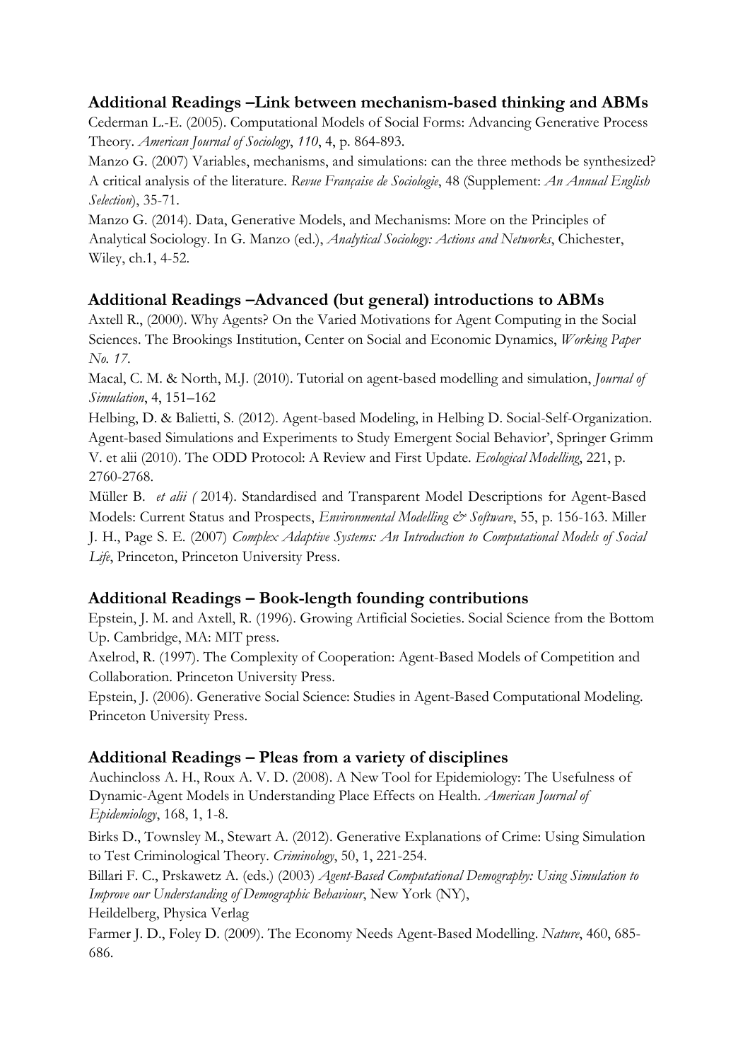### Additional Readings –Link between mechanism-based thinking and ABMs

Cederman L.-E. (2005). Computational Models of Social Forms: Advancing Generative Process Theory. *American Journal of Sociology*, *110*, 4, p. 864-893.

Manzo G. (2007) Variables, mechanisms, and simulations: can the three methods be synthesized? A critical analysis of the literature. *Revue Française de Sociologie*, 48 (Supplement: *An Annual English Selection*), 35-71.

Manzo G. (2014). Data, Generative Models, and Mechanisms: More on the Principles of Analytical Sociology. In G. Manzo (ed.), *Analytical Sociology: Actions and Networks*, Chichester, Wiley, ch.1, 4-52.

### Additional Readings –Advanced (but general) introductions to ABMs

Axtell R., (2000). Why Agents? On the Varied Motivations for Agent Computing in the Social Sciences. The Brookings Institution, Center on Social and Economic Dynamics, *Working Paper No. 17*.

Macal, C. M. & North, M.J. (2010). Tutorial on agent-based modelling and simulation, *Journal of Simulation*, 4, 151–162

Helbing, D. & Balietti, S. (2012). Agent-based Modeling, in Helbing D. Social-Self-Organization. Agent-based Simulations and Experiments to Study Emergent Social Behavior', Springer Grimm V. et alii (2010). The ODD Protocol: A Review and First Update. *Ecological Modelling*, 221, p. 2760-2768.

Müller B. *et alii (* 2014). Standardised and Transparent Model Descriptions for Agent-Based Models: Current Status and Prospects, *Environmental Modelling & Software*, 55, p. 156-163. Miller J. H., Page S. E. (2007) *Complex Adaptive Systems: An Introduction to Computational Models of Social Life*, Princeton, Princeton University Press.

### Additional Readings – Book-length founding contributions

Epstein, J. M. and Axtell, R. (1996). Growing Artificial Societies. Social Science from the Bottom Up. Cambridge, MA: MIT press.

Axelrod, R. (1997). The Complexity of Cooperation: Agent-Based Models of Competition and Collaboration. Princeton University Press.

Epstein, J. (2006). Generative Social Science: Studies in Agent-Based Computational Modeling. Princeton University Press.

### Additional Readings – Pleas from a variety of disciplines

Auchincloss A. H., Roux A. V. D. (2008). A New Tool for Epidemiology: The Usefulness of Dynamic-Agent Models in Understanding Place Effects on Health. *American Journal of Epidemiology*, 168, 1, 1-8.

Birks D., Townsley M., Stewart A. (2012). Generative Explanations of Crime: Using Simulation to Test Criminological Theory. *Criminology*, 50, 1, 221-254.

Billari F. C., Prskawetz A. (eds.) (2003) *Agent-Based Computational Demography: Using Simulation to Improve our Understanding of Demographic Behaviour*, New York (NY),
Heildelberg, Physica Verlag

Farmer J. D., Foley D. (2009). The Economy Needs Agent-Based Modelling. *Nature*, 460, 685-686.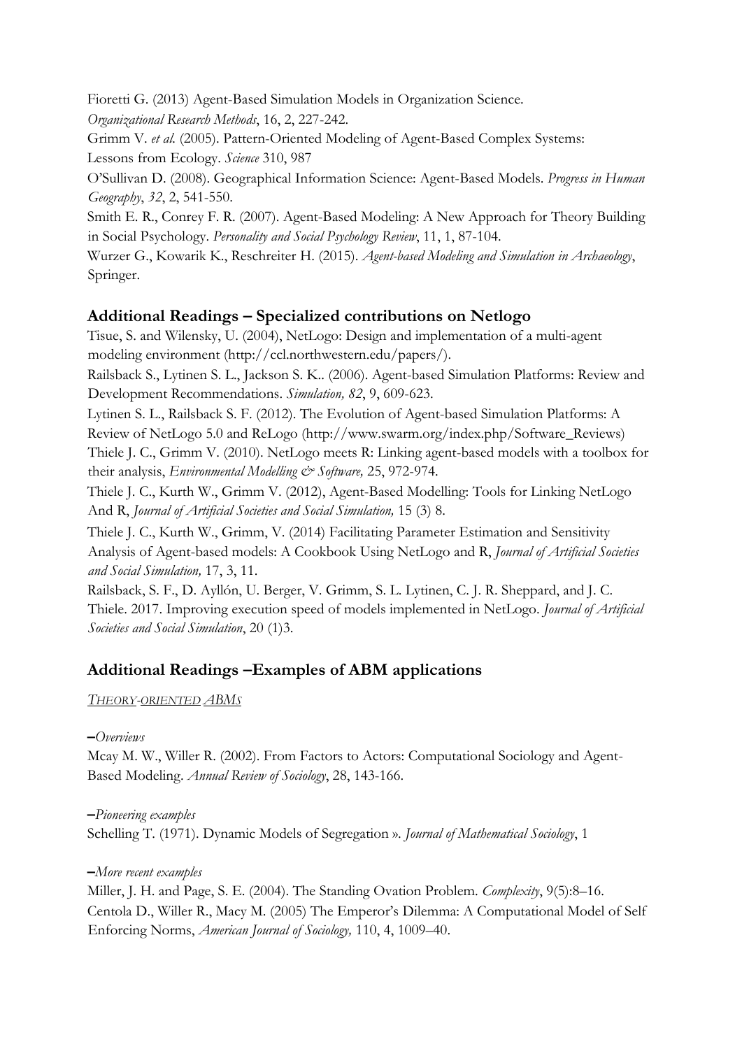Fioretti G. (2013) Agent-Based Simulation Models in Organization Science. *Organizational Research Methods*, 16, 2, 227-242.

Grimm V. *et al.* (2005). Pattern-Oriented Modeling of Agent-Based Complex Systems: Lessons from Ecology. *Science* 310, 987

O'Sullivan D. (2008). Geographical Information Science: Agent-Based Models. *Progress in Human Geography*, *32*, 2, 541-550.

Smith E. R., Conrey F. R. (2007). Agent-Based Modeling: A New Approach for Theory Building in Social Psychology. *Personality and Social Psychology Review*, 11, 1, 87-104.

Wurzer G., Kowarik K., Reschreiter H. (2015). *Agent-based Modeling and Simulation in Archaeology*, Springer.

## Additional Readings – Specialized contributions on Netlogo

Tisue, S. and Wilensky, U. (2004), NetLogo: Design and implementation of a multi-agent modeling environment (http://ccl.northwestern.edu/papers/).

Railsback S., Lytinen S. L., Jackson S. K.. (2006). Agent-based Simulation Platforms: Review and Development Recommendations. *Simulation, 82*, 9, 609-623.

Lytinen S. L., Railsback S. F. (2012). The Evolution of Agent-based Simulation Platforms: A Review of NetLogo 5.0 and ReLogo (http://www.swarm.org/index.php/Software_Reviews)

Thiele J. C., Grimm V. (2010). NetLogo meets R: Linking agent-based models with a toolbox for their analysis, *Environmental Modelling & Software,* 25, 972-974.

Thiele J. C., Kurth W., Grimm V. (2012), Agent-Based Modelling: Tools for Linking NetLogo And R, *Journal of Artificial Societies and Social Simulation,* 15 (3) 8.

Thiele J. C., Kurth W., Grimm, V. (2014) Facilitating Parameter Estimation and Sensitivity Analysis of Agent-based models: A Cookbook Using NetLogo and R, *Journal of Artificial Societies and Social Simulation,* 17, 3, 11.

Railsback, S. F., D. Ayllón, U. Berger, V. Grimm, S. L. Lytinen, C. J. R. Sheppard, and J. C. Thiele. 2017. Improving execution speed of models implemented in NetLogo. *Journal of Artificial Societies and Social Simulation*, 20 (1)3.

## Additional Readings –Examples of ABM applications

*THEORY-ORIENTED ABMS*

–*Overviews*

Mcay M. W., Willer R. (2002). From Factors to Actors: Computational Sociology and Agent-Based Modeling. *Annual Review of Sociology*, 28, 143-166.

–*Pioneering examples*

Schelling T. (1971). Dynamic Models of Segregation ». *Journal of Mathematical Sociology*, 1

–*More recent examples*

Miller, J. H. and Page, S. E. (2004). The Standing Ovation Problem. *Complexity*, 9(5):8–16.

Centola D., Willer R., Macy M. (2005) The Emperor's Dilemma: A Computational Model of Self Enforcing Norms, *American Journal of Sociology,* 110, 4, 1009–40.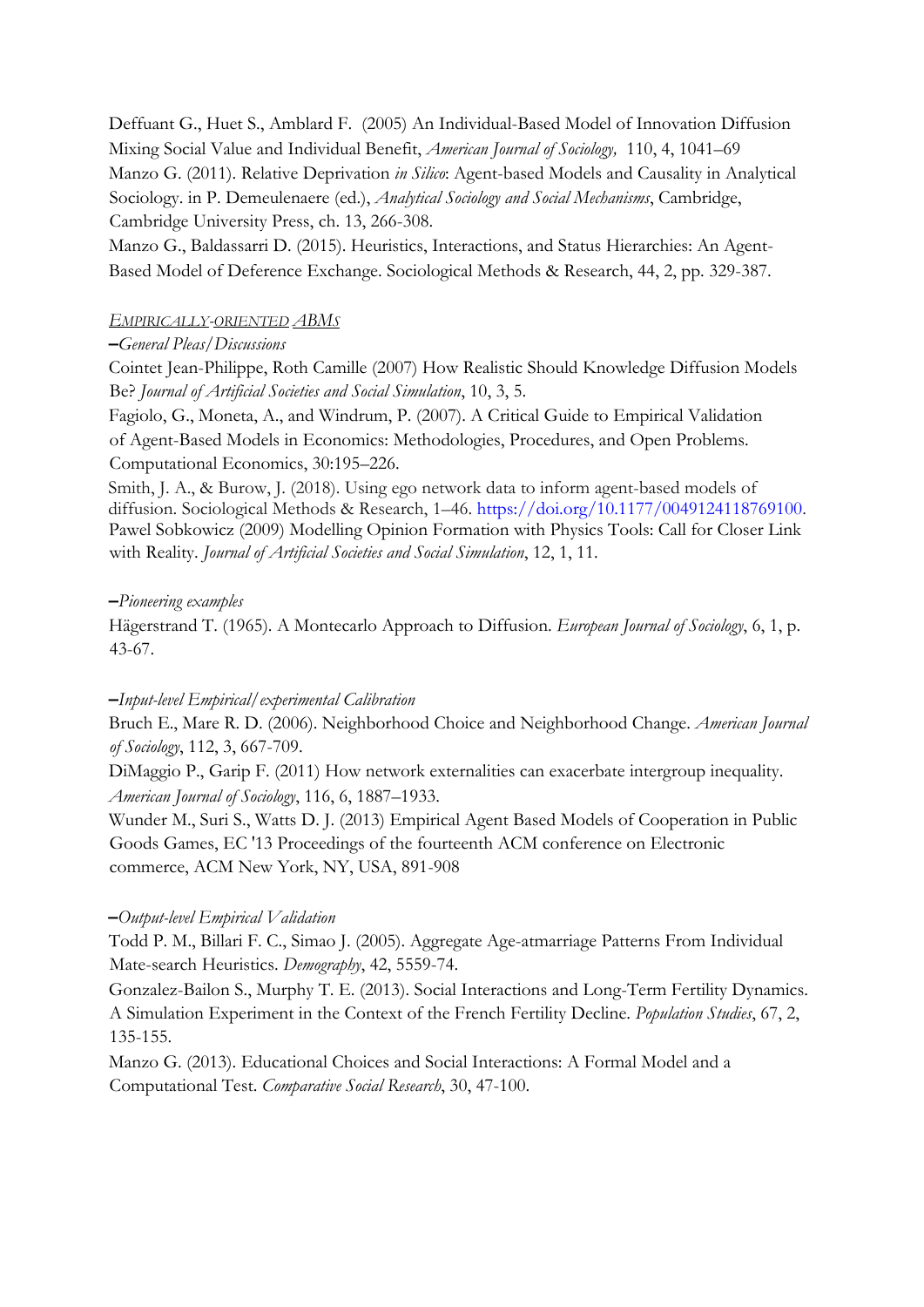Deffuant G., Huet S., Amblard F. (2005) An Individual-Based Model of Innovation Diffusion Mixing Social Value and Individual Benefit, *American Journal of Sociology,* 110, 4, 1041–69

Manzo G. (2011). Relative Deprivation *in Silico*: Agent-based Models and Causality in Analytical Sociology. in P. Demeulenaere (ed.), *Analytical Sociology and Social Mechanisms*, Cambridge, Cambridge University Press, ch. 13, 266-308.

Manzo G., Baldassarri D. (2015). Heuristics, Interactions, and Status Hierarchies: An Agent-Based Model of Deference Exchange. Sociological Methods & Research, 44, 2, pp. 329-387.

*EMPIRICALLY-ORIENTED ABMS*

–*General Pleas/Discussions*

Cointet Jean-Philippe, Roth Camille (2007) How Realistic Should Knowledge Diffusion Models Be? *Journal of Artificial Societies and Social Simulation*, 10, 3, 5.

Fagiolo, G., Moneta, A., and Windrum, P. (2007). A Critical Guide to Empirical Validation of Agent-Based Models in Economics: Methodologies, Procedures, and Open Problems. Computational Economics, 30:195–226.

Smith, J. A., & Burow, J. (2018). Using ego network data to inform agent-based models of diffusion. Sociological Methods & Research, 1–46. https://doi.org/10.1177/0049124118769100.

Pawel Sobkowicz (2009) Modelling Opinion Formation with Physics Tools: Call for Closer Link with Reality. *Journal of Artificial Societies and Social Simulation*, 12, 1, 11.

–*Pioneering examples*

Hägerstrand T. (1965). A Montecarlo Approach to Diffusion. *European Journal of Sociology*, 6, 1, p. 43-67.

–*Input-level Empirical/experimental Calibration*

Bruch E., Mare R. D. (2006). Neighborhood Choice and Neighborhood Change. *American Journal of Sociology*, 112, 3, 667-709.

DiMaggio P., Garip F. (2011) How network externalities can exacerbate intergroup inequality. *American Journal of Sociology*, 116, 6, 1887–1933.

Wunder M., Suri S., Watts D. J. (2013) Empirical Agent Based Models of Cooperation in Public Goods Games, EC '13 Proceedings of the fourteenth ACM conference on Electronic commerce, ACM New York, NY, USA, 891-908

–*Output-level Empirical Validation*

Todd P. M., Billari F. C., Simao J. (2005). Aggregate Age-atmarriage Patterns From Individual Mate-search Heuristics. *Demography*, 42, 5559-74.

Gonzalez-Bailon S., Murphy T. E. (2013). Social Interactions and Long-Term Fertility Dynamics. A Simulation Experiment in the Context of the French Fertility Decline. *Population Studies*, 67, 2, 135-155.

Manzo G. (2013). Educational Choices and Social Interactions: A Formal Model and a Computational Test. *Comparative Social Research*, 30, 47-100.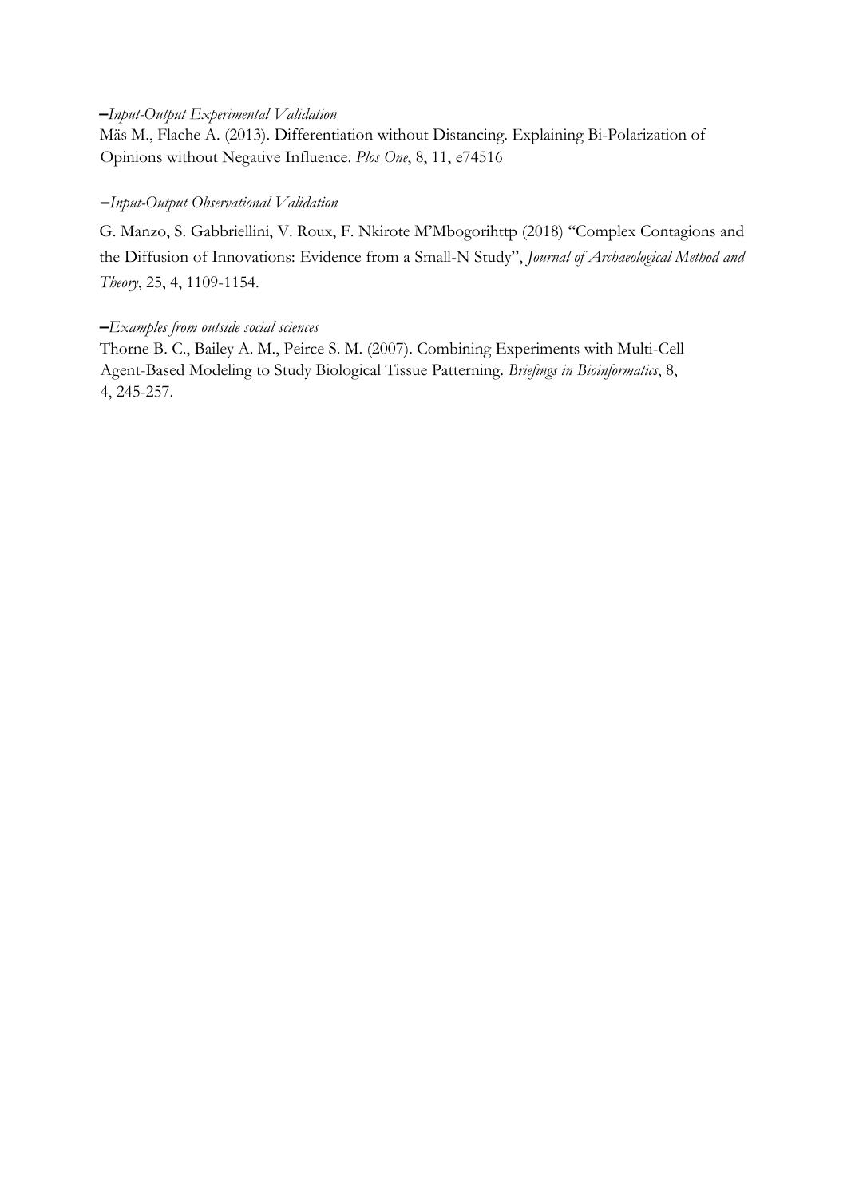–*Input-Output Experimental Validation*

Mäs M., Flache A. (2013). Differentiation without Distancing. Explaining Bi-Polarization of Opinions without Negative Influence. *Plos One*, 8, 11, e74516

–*Input-Output Observational Validation*

G. Manzo, S. Gabbriellini, V. Roux, F. Nkirote M'Mbogorihttp (2018) "Complex Contagions and the Diffusion of Innovations: Evidence from a Small-N Study", *Journal of Archaeological Method and Theory*, 25, 4, 1109-1154.

–*Examples from outside social sciences*

Thorne B. C., Bailey A. M., Peirce S. M. (2007). Combining Experiments with Multi-Cell Agent-Based Modeling to Study Biological Tissue Patterning. *Briefings in Bioinformatics*, 8, 4, 245-257.